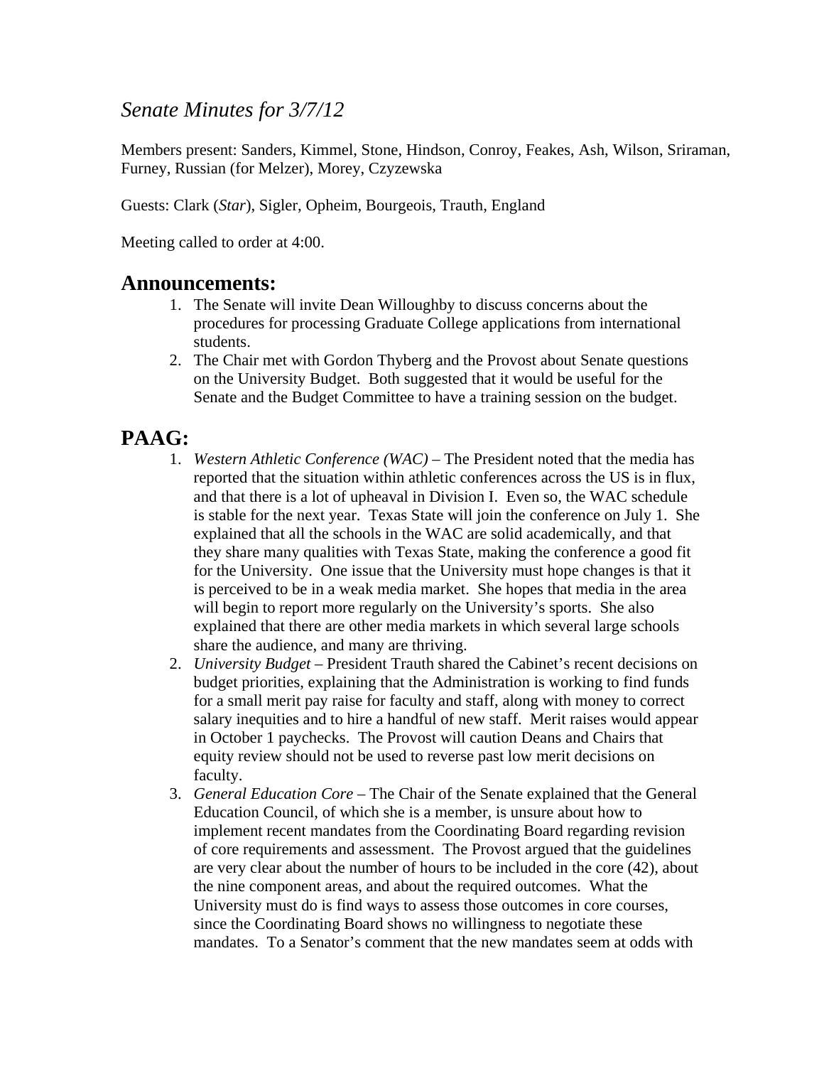# *Senate Minutes for 3/7/12*

Members present: Sanders, Kimmel, Stone, Hindson, Conroy, Feakes, Ash, Wilson, Sriraman, Furney, Russian (for Melzer), Morey, Czyzewska

Guests: Clark (*Star*), Sigler, Opheim, Bourgeois, Trauth, England

Meeting called to order at 4:00.

## Announcements:

1. The Senate will invite Dean Willoughby to discuss concerns about the procedures for processing Graduate College applications from international students.
2. The Chair met with Gordon Thyberg and the Provost about Senate questions on the University Budget. Both suggested that it would be useful for the Senate and the Budget Committee to have a training session on the budget.

## PAAG:

1. *Western Athletic Conference (WAC)* – The President noted that the media has reported that the situation within athletic conferences across the US is in flux, and that there is a lot of upheaval in Division I. Even so, the WAC schedule is stable for the next year. Texas State will join the conference on July 1. She explained that all the schools in the WAC are solid academically, and that they share many qualities with Texas State, making the conference a good fit for the University. One issue that the University must hope changes is that it is perceived to be in a weak media market. She hopes that media in the area will begin to report more regularly on the University's sports. She also explained that there are other media markets in which several large schools share the audience, and many are thriving.
2. *University Budget* – President Trauth shared the Cabinet's recent decisions on budget priorities, explaining that the Administration is working to find funds for a small merit pay raise for faculty and staff, along with money to correct salary inequities and to hire a handful of new staff. Merit raises would appear in October 1 paychecks. The Provost will caution Deans and Chairs that equity review should not be used to reverse past low merit decisions on faculty.
3. *General Education Core* – The Chair of the Senate explained that the General Education Council, of which she is a member, is unsure about how to implement recent mandates from the Coordinating Board regarding revision of core requirements and assessment. The Provost argued that the guidelines are very clear about the number of hours to be included in the core (42), about the nine component areas, and about the required outcomes. What the University must do is find ways to assess those outcomes in core courses, since the Coordinating Board shows no willingness to negotiate these mandates. To a Senator's comment that the new mandates seem at odds with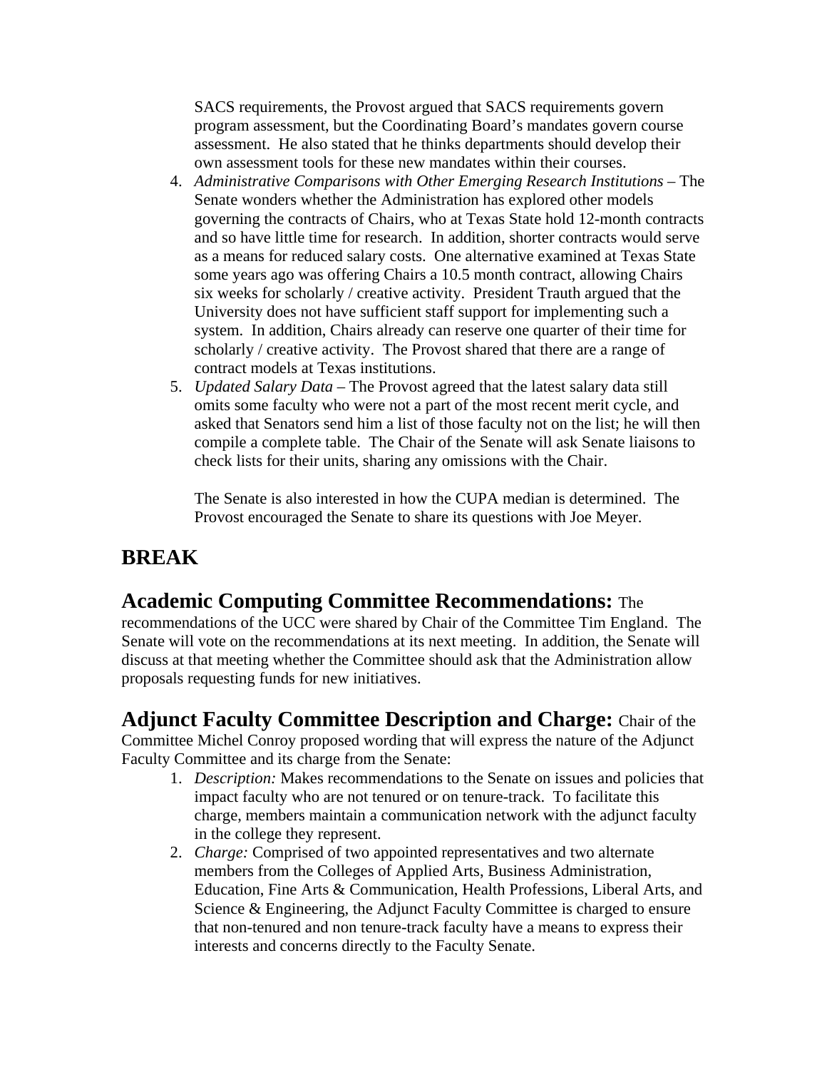SACS requirements, the Provost argued that SACS requirements govern program assessment, but the Coordinating Board's mandates govern course assessment. He also stated that he thinks departments should develop their own assessment tools for these new mandates within their courses.

4. *Administrative Comparisons with Other Emerging Research Institutions* – The Senate wonders whether the Administration has explored other models governing the contracts of Chairs, who at Texas State hold 12-month contracts and so have little time for research. In addition, shorter contracts would serve as a means for reduced salary costs. One alternative examined at Texas State some years ago was offering Chairs a 10.5 month contract, allowing Chairs six weeks for scholarly / creative activity. President Trauth argued that the University does not have sufficient staff support for implementing such a system. In addition, Chairs already can reserve one quarter of their time for scholarly / creative activity. The Provost shared that there are a range of contract models at Texas institutions.
5. *Updated Salary Data* – The Provost agreed that the latest salary data still omits some faculty who were not a part of the most recent merit cycle, and asked that Senators send him a list of those faculty not on the list; he will then compile a complete table. The Chair of the Senate will ask Senate liaisons to check lists for their units, sharing any omissions with the Chair.

   The Senate is also interested in how the CUPA median is determined. The Provost encouraged the Senate to share its questions with Joe Meyer.

## BREAK

## Academic Computing Committee Recommendations:

The recommendations of the UCC were shared by Chair of the Committee Tim England. The Senate will vote on the recommendations at its next meeting. In addition, the Senate will discuss at that meeting whether the Committee should ask that the Administration allow proposals requesting funds for new initiatives.

## Adjunct Faculty Committee Description and Charge:

Chair of the Committee Michel Conroy proposed wording that will express the nature of the Adjunct Faculty Committee and its charge from the Senate:

1. *Description:* Makes recommendations to the Senate on issues and policies that impact faculty who are not tenured or on tenure-track. To facilitate this charge, members maintain a communication network with the adjunct faculty in the college they represent.
2. *Charge:* Comprised of two appointed representatives and two alternate members from the Colleges of Applied Arts, Business Administration, Education, Fine Arts & Communication, Health Professions, Liberal Arts, and Science & Engineering, the Adjunct Faculty Committee is charged to ensure that non-tenured and non tenure-track faculty have a means to express their interests and concerns directly to the Faculty Senate.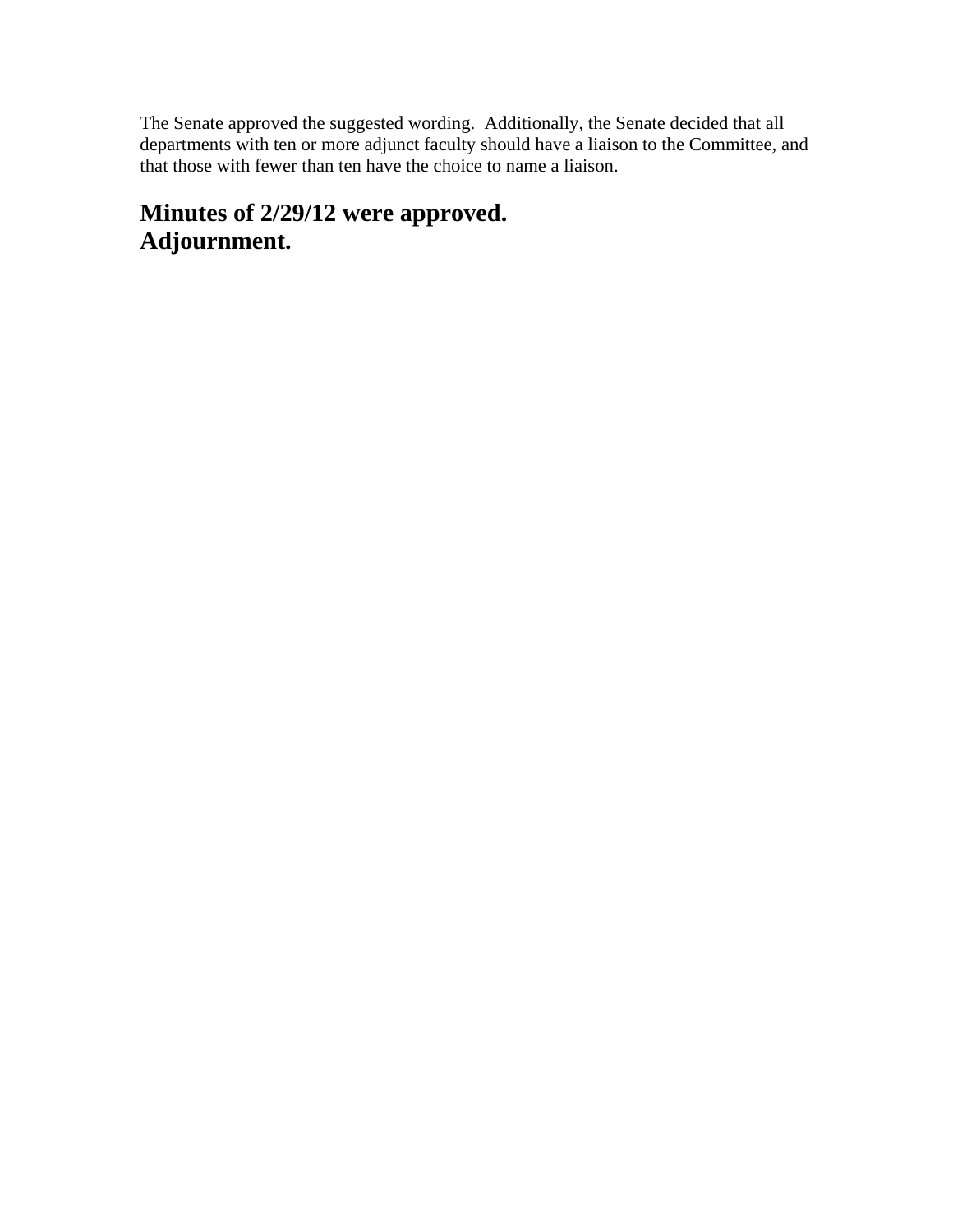The Senate approved the suggested wording. Additionally, the Senate decided that all departments with ten or more adjunct faculty should have a liaison to the Committee, and that those with fewer than ten have the choice to name a liaison.

## Minutes of 2/29/12 were approved.

## Adjournment.